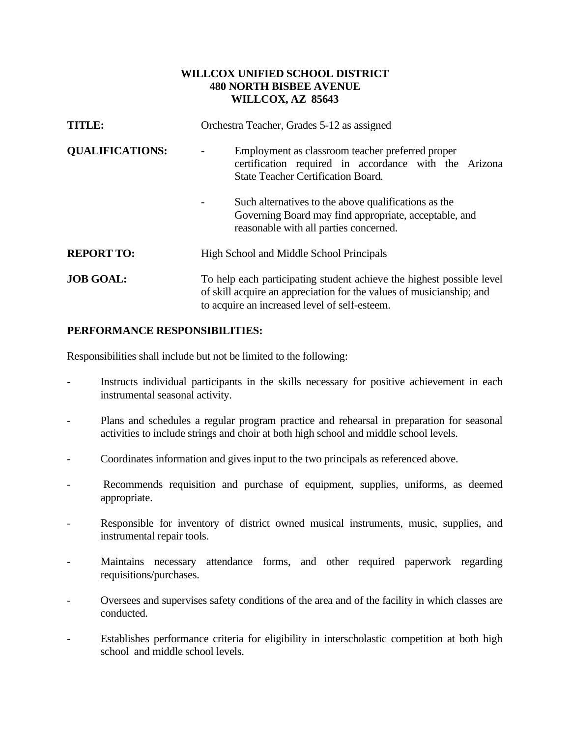**WILLCOX UNIFIED SCHOOL DISTRICT**
**480 NORTH BISBEE AVENUE**
**WILLCOX, AZ 85643**

**TITLE:** Orchestra Teacher, Grades 5-12 as assigned

**QUALIFICATIONS:**

- Employment as classroom teacher preferred proper certification required in accordance with the Arizona State Teacher Certification Board.
- Such alternatives to the above qualifications as the Governing Board may find appropriate, acceptable, and reasonable with all parties concerned.

**REPORT TO:** High School and Middle School Principals

**JOB GOAL:** To help each participating student achieve the highest possible level of skill acquire an appreciation for the values of musicianship; and to acquire an increased level of self-esteem.

**PERFORMANCE RESPONSIBILITIES:**

Responsibilities shall include but not be limited to the following:

- Instructs individual participants in the skills necessary for positive achievement in each instrumental seasonal activity.
- Plans and schedules a regular program practice and rehearsal in preparation for seasonal activities to include strings and choir at both high school and middle school levels.
- Coordinates information and gives input to the two principals as referenced above.
- Recommends requisition and purchase of equipment, supplies, uniforms, as deemed appropriate.
- Responsible for inventory of district owned musical instruments, music, supplies, and instrumental repair tools.
- Maintains necessary attendance forms, and other required paperwork regarding requisitions/purchases.
- Oversees and supervises safety conditions of the area and of the facility in which classes are conducted.
- Establishes performance criteria for eligibility in interscholastic competition at both high school and middle school levels.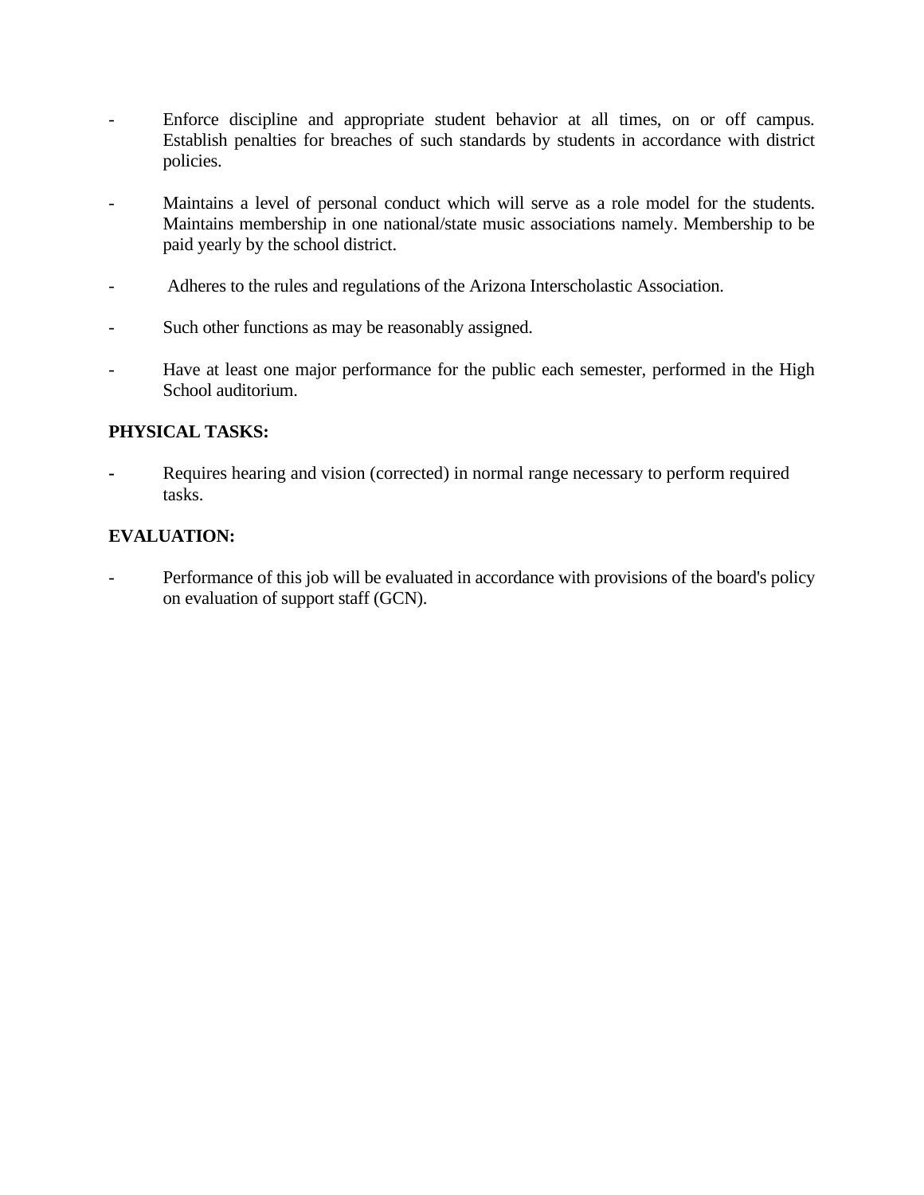- Enforce discipline and appropriate student behavior at all times, on or off campus. Establish penalties for breaches of such standards by students in accordance with district policies.

- Maintains a level of personal conduct which will serve as a role model for the students. Maintains membership in one national/state music associations namely. Membership to be paid yearly by the school district.

- Adheres to the rules and regulations of the Arizona Interscholastic Association.

- Such other functions as may be reasonably assigned.

- Have at least one major performance for the public each semester, performed in the High School auditorium.

**PHYSICAL TASKS:**

- Requires hearing and vision (corrected) in normal range necessary to perform required tasks.

**EVALUATION:**

- Performance of this job will be evaluated in accordance with provisions of the board's policy on evaluation of support staff (GCN).